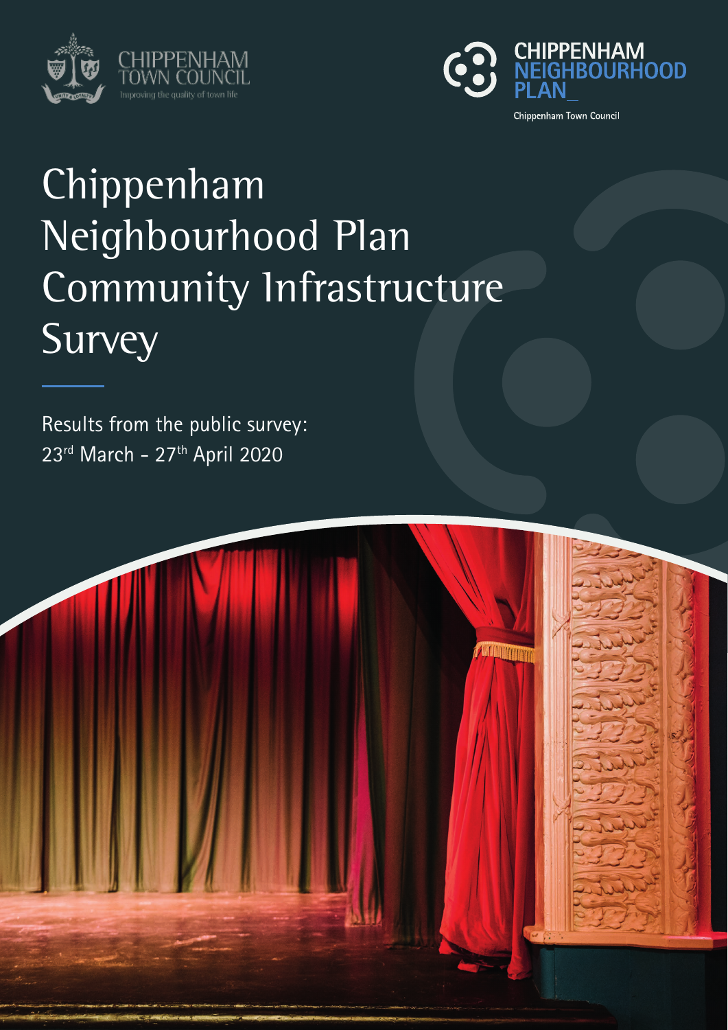CHIPPENHAM TOWN COUNCIL

Improving the quality of town life

CHIPPENHAM NEIGHBOURHOOD PLAN_

Chippenham Town Council

# Chippenham Neighbourhood Plan Community Infrastructure Survey

Results from the public survey:
23rd March - 27th April 2020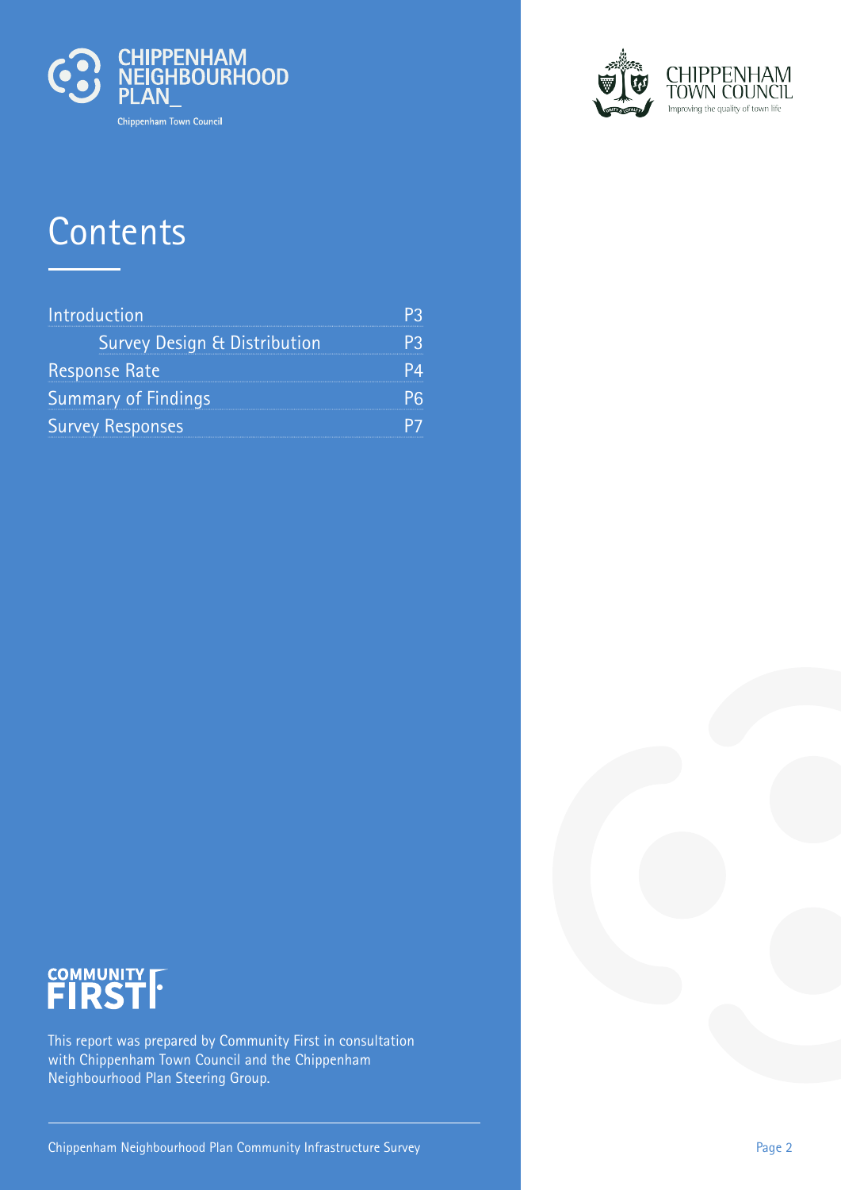# Contents

| | |
|---|---|
| Introduction | P3 |
| Survey Design & Distribution | P3 |
| Response Rate | P4 |
| Summary of Findings | P6 |
| Survey Responses | P7 |

This report was prepared by Community First in consultation with Chippenham Town Council and the Chippenham Neighbourhood Plan Steering Group.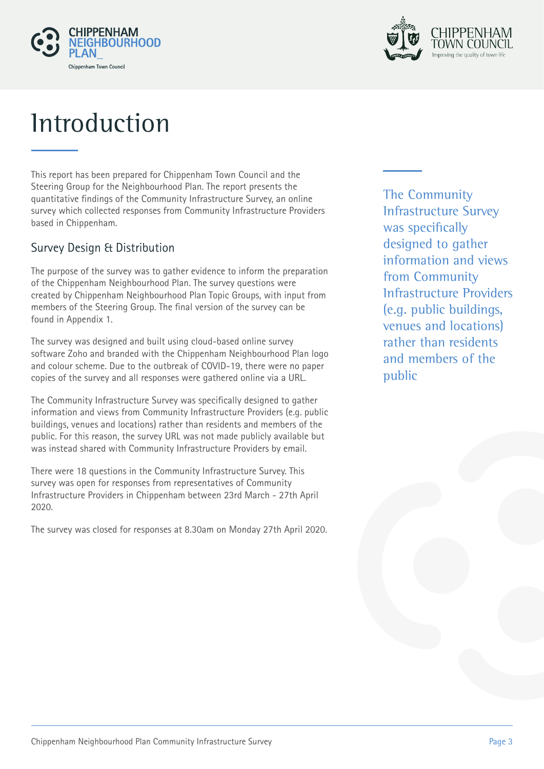# Introduction

This report has been prepared for Chippenham Town Council and the Steering Group for the Neighbourhood Plan. The report presents the quantitative findings of the Community Infrastructure Survey, an online survey which collected responses from Community Infrastructure Providers based in Chippenham.

## Survey Design & Distribution

The purpose of the survey was to gather evidence to inform the preparation of the Chippenham Neighbourhood Plan. The survey questions were created by Chippenham Neighbourhood Plan Topic Groups, with input from members of the Steering Group. The final version of the survey can be found in Appendix 1.

The survey was designed and built using cloud-based online survey software Zoho and branded with the Chippenham Neighbourhood Plan logo and colour scheme. Due to the outbreak of COVID-19, there were no paper copies of the survey and all responses were gathered online via a URL.

The Community Infrastructure Survey was specifically designed to gather information and views from Community Infrastructure Providers (e.g. public buildings, venues and locations) rather than residents and members of the public. For this reason, the survey URL was not made publicly available but was instead shared with Community Infrastructure Providers by email.

There were 18 questions in the Community Infrastructure Survey. This survey was open for responses from representatives of Community Infrastructure Providers in Chippenham between 23rd March - 27th April 2020.

The survey was closed for responses at 8.30am on Monday 27th April 2020.

> The Community Infrastructure Survey was specifically designed to gather information and views from Community Infrastructure Providers (e.g. public buildings, venues and locations) rather than residents and members of the public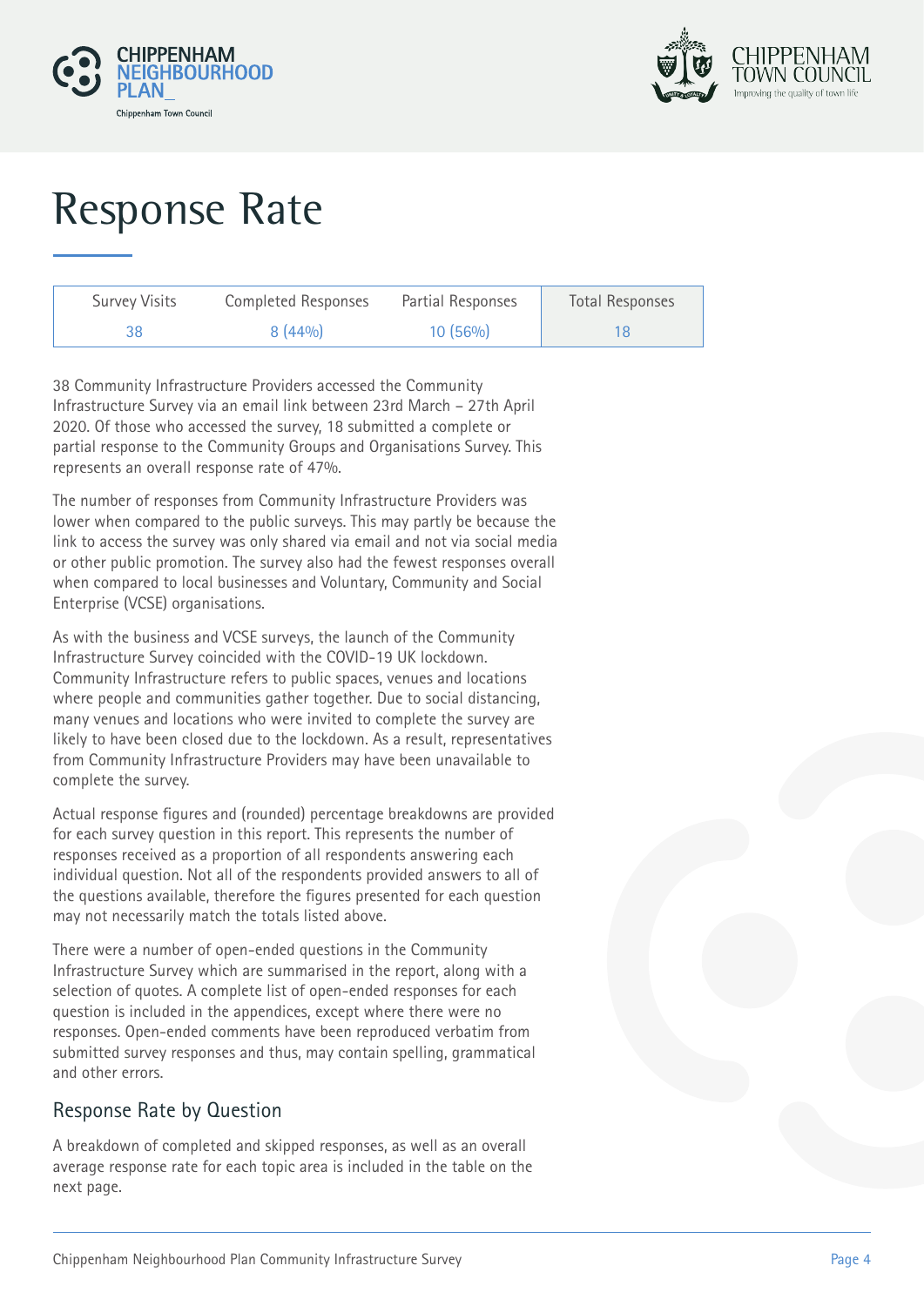# Response Rate

| Survey Visits | Completed Responses | Partial Responses | Total Responses |
|---|---|---|---|
| 38 | 8 (44%) | 10 (56%) | 18 |

38 Community Infrastructure Providers accessed the Community Infrastructure Survey via an email link between 23rd March – 27th April 2020. Of those who accessed the survey, 18 submitted a complete or partial response to the Community Groups and Organisations Survey. This represents an overall response rate of 47%.

The number of responses from Community Infrastructure Providers was lower when compared to the public surveys. This may partly be because the link to access the survey was only shared via email and not via social media or other public promotion. The survey also had the fewest responses overall when compared to local businesses and Voluntary, Community and Social Enterprise (VCSE) organisations.

As with the business and VCSE surveys, the launch of the Community Infrastructure Survey coincided with the COVID-19 UK lockdown. Community Infrastructure refers to public spaces, venues and locations where people and communities gather together. Due to social distancing, many venues and locations who were invited to complete the survey are likely to have been closed due to the lockdown. As a result, representatives from Community Infrastructure Providers may have been unavailable to complete the survey.

Actual response figures and (rounded) percentage breakdowns are provided for each survey question in this report. This represents the number of responses received as a proportion of all respondents answering each individual question. Not all of the respondents provided answers to all of the questions available, therefore the figures presented for each question may not necessarily match the totals listed above.

There were a number of open-ended questions in the Community Infrastructure Survey which are summarised in the report, along with a selection of quotes. A complete list of open-ended responses for each question is included in the appendices, except where there were no responses. Open-ended comments have been reproduced verbatim from submitted survey responses and thus, may contain spelling, grammatical and other errors.

## Response Rate by Question

A breakdown of completed and skipped responses, as well as an overall average response rate for each topic area is included in the table on the next page.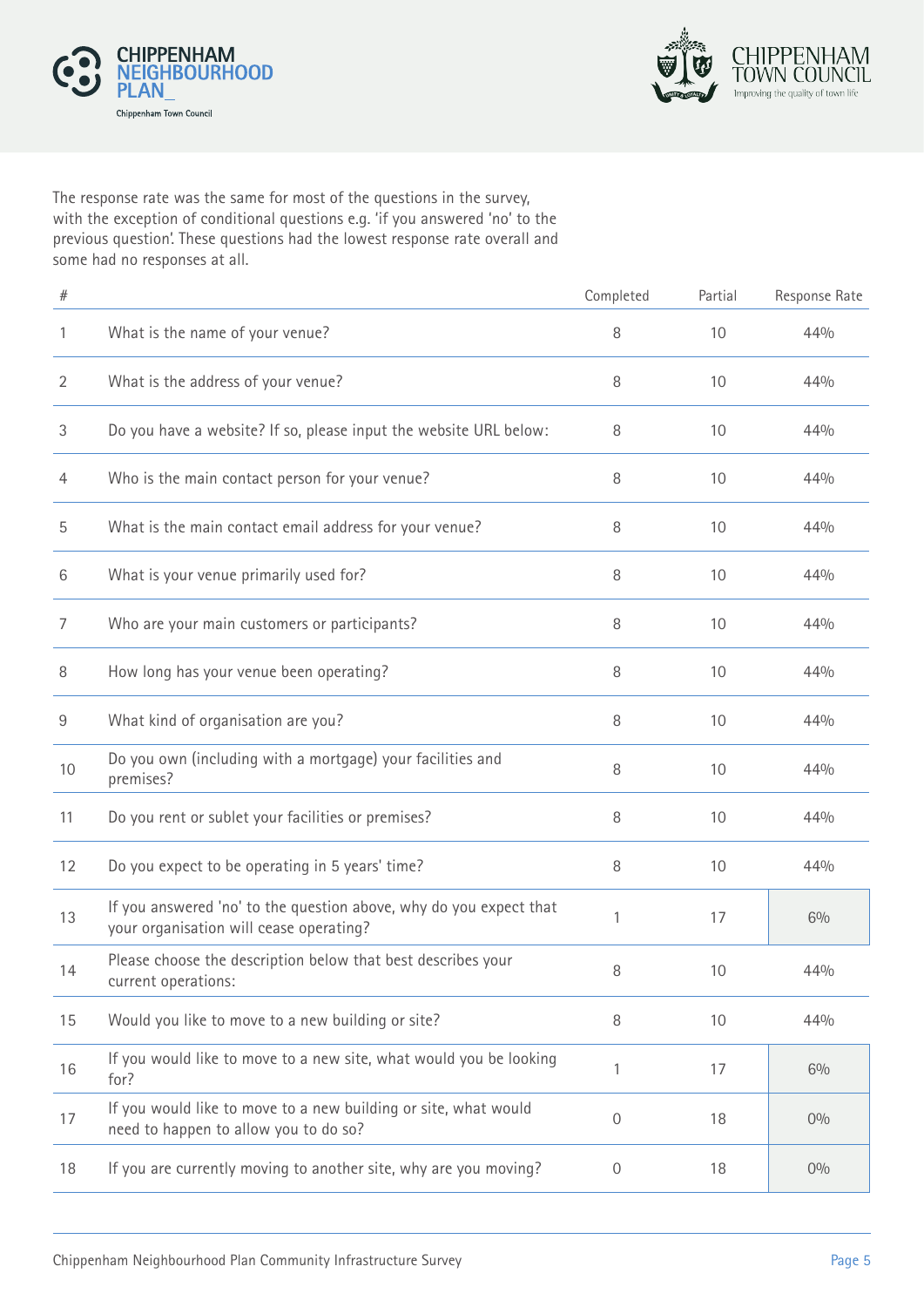The response rate was the same for most of the questions in the survey, with the exception of conditional questions e.g. 'if you answered 'no' to the previous question'. These questions had the lowest response rate overall and some had no responses at all.

| # | | Completed | Partial | Response Rate |
|---|---|---|---|---|
| 1 | What is the name of your venue? | 8 | 10 | 44% |
| 2 | What is the address of your venue? | 8 | 10 | 44% |
| 3 | Do you have a website? If so, please input the website URL below: | 8 | 10 | 44% |
| 4 | Who is the main contact person for your venue? | 8 | 10 | 44% |
| 5 | What is the main contact email address for your venue? | 8 | 10 | 44% |
| 6 | What is your venue primarily used for? | 8 | 10 | 44% |
| 7 | Who are your main customers or participants? | 8 | 10 | 44% |
| 8 | How long has your venue been operating? | 8 | 10 | 44% |
| 9 | What kind of organisation are you? | 8 | 10 | 44% |
| 10 | Do you own (including with a mortgage) your facilities and premises? | 8 | 10 | 44% |
| 11 | Do you rent or sublet your facilities or premises? | 8 | 10 | 44% |
| 12 | Do you expect to be operating in 5 years' time? | 8 | 10 | 44% |
| 13 | If you answered 'no' to the question above, why do you expect that your organisation will cease operating? | 1 | 17 | 6% |
| 14 | Please choose the description below that best describes your current operations: | 8 | 10 | 44% |
| 15 | Would you like to move to a new building or site? | 8 | 10 | 44% |
| 16 | If you would like to move to a new site, what would you be looking for? | 1 | 17 | 6% |
| 17 | If you would like to move to a new building or site, what would need to happen to allow you to do so? | 0 | 18 | 0% |
| 18 | If you are currently moving to another site, why are you moving? | 0 | 18 | 0% |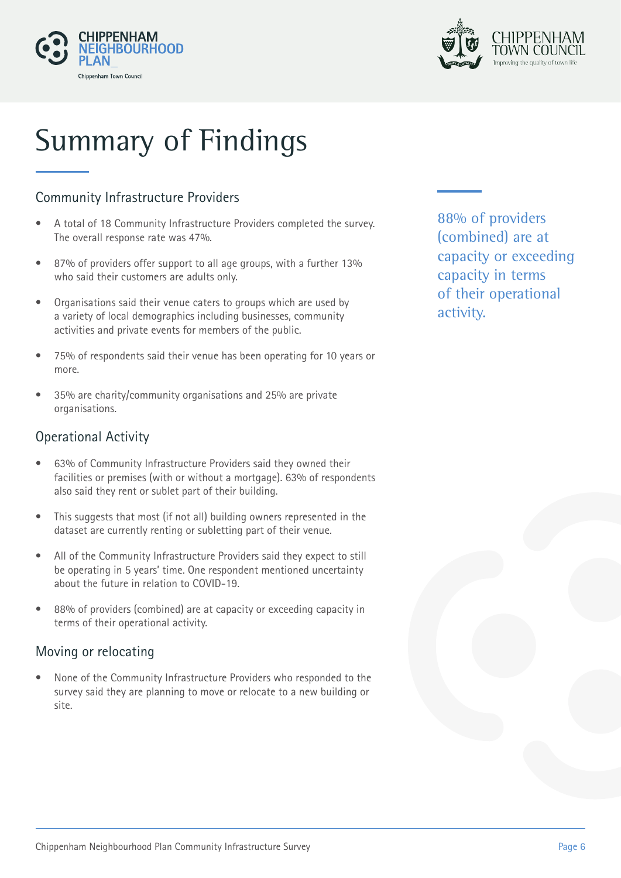# Summary of Findings

## Community Infrastructure Providers

- A total of 18 Community Infrastructure Providers completed the survey. The overall response rate was 47%.
- 87% of providers offer support to all age groups, with a further 13% who said their customers are adults only.
- Organisations said their venue caters to groups which are used by a variety of local demographics including businesses, community activities and private events for members of the public.
- 75% of respondents said their venue has been operating for 10 years or more.
- 35% are charity/community organisations and 25% are private organisations.

## Operational Activity

- 63% of Community Infrastructure Providers said they owned their facilities or premises (with or without a mortgage). 63% of respondents also said they rent or sublet part of their building.
- This suggests that most (if not all) building owners represented in the dataset are currently renting or subletting part of their venue.
- All of the Community Infrastructure Providers said they expect to still be operating in 5 years' time. One respondent mentioned uncertainty about the future in relation to COVID-19.
- 88% of providers (combined) are at capacity or exceeding capacity in terms of their operational activity.

## Moving or relocating

- None of the Community Infrastructure Providers who responded to the survey said they are planning to move or relocate to a new building or site.

88% of providers (combined) are at capacity or exceeding capacity in terms of their operational activity.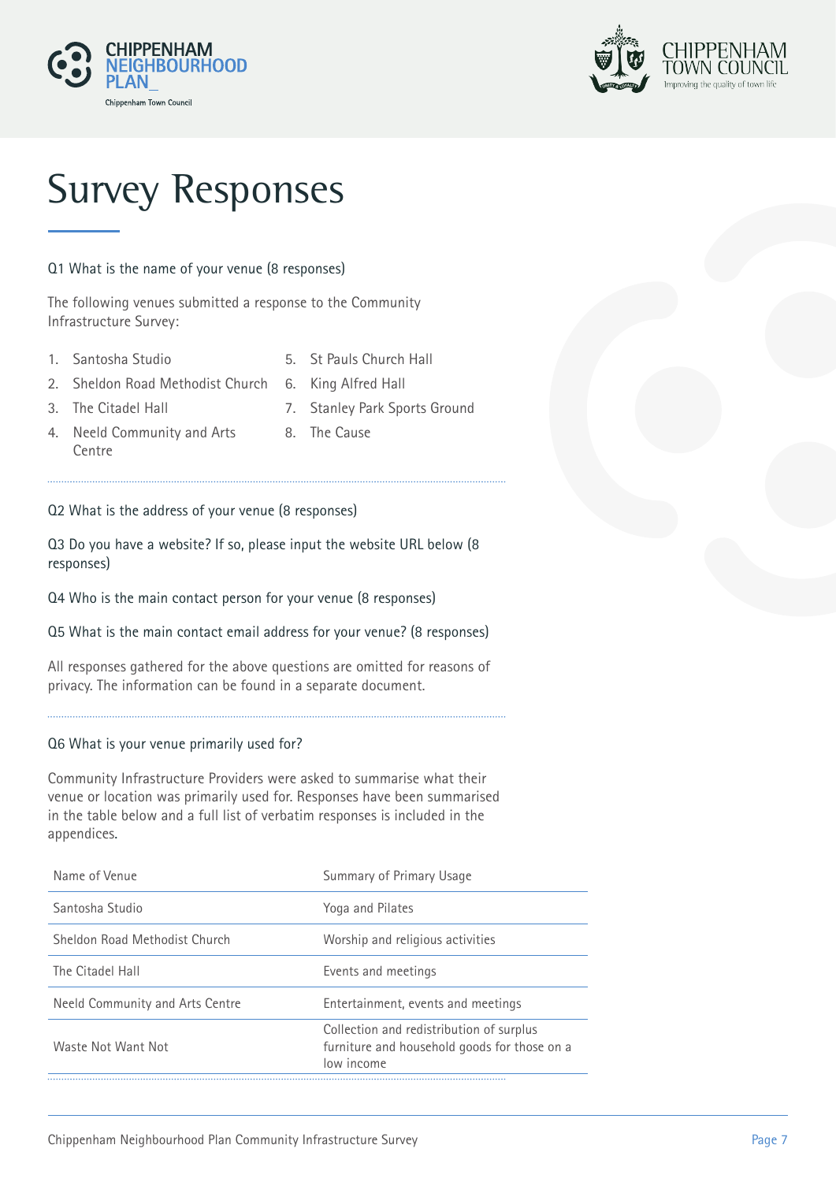# Survey Responses

Q1 What is the name of your venue (8 responses)

The following venues submitted a response to the Community Infrastructure Survey:

1. Santosha Studio
2. Sheldon Road Methodist Church
3. The Citadel Hall
4. Neeld Community and Arts Centre
5. St Pauls Church Hall
6. King Alfred Hall
7. Stanley Park Sports Ground
8. The Cause

Q2 What is the address of your venue (8 responses)

Q3 Do you have a website? If so, please input the website URL below (8 responses)

Q4 Who is the main contact person for your venue (8 responses)

Q5 What is the main contact email address for your venue? (8 responses)

All responses gathered for the above questions are omitted for reasons of privacy. The information can be found in a separate document.

Q6 What is your venue primarily used for?

Community Infrastructure Providers were asked to summarise what their venue or location was primarily used for. Responses have been summarised in the table below and a full list of verbatim responses is included in the appendices.

| Name of Venue | Summary of Primary Usage |
|---|---|
| Santosha Studio | Yoga and Pilates |
| Sheldon Road Methodist Church | Worship and religious activities |
| The Citadel Hall | Events and meetings |
| Neeld Community and Arts Centre | Entertainment, events and meetings |
| Waste Not Want Not | Collection and redistribution of surplus furniture and household goods for those on a low income |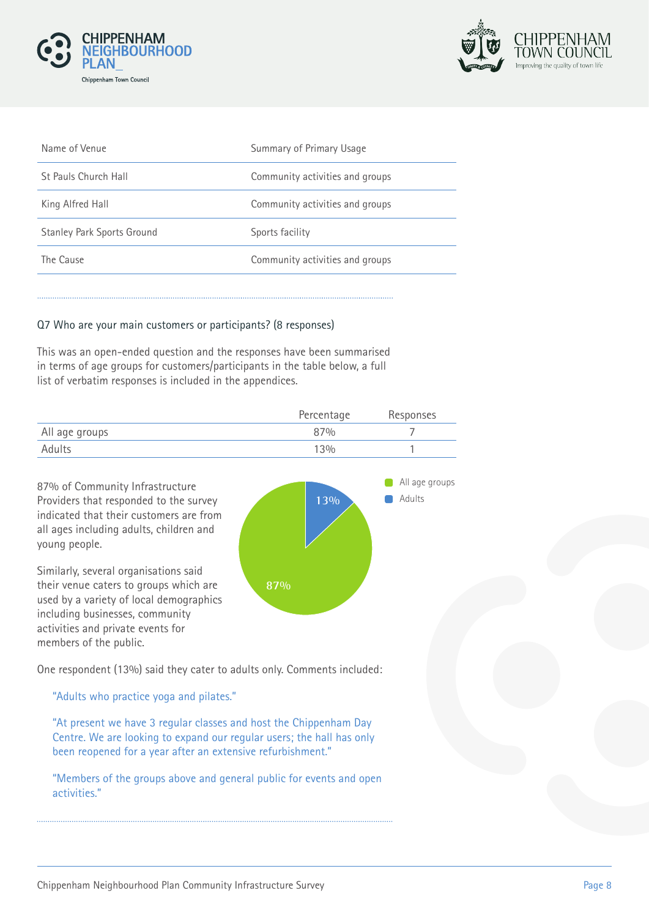| Name of Venue | Summary of Primary Usage |
|---|---|
| St Pauls Church Hall | Community activities and groups |
| King Alfred Hall | Community activities and groups |
| Stanley Park Sports Ground | Sports facility |
| The Cause | Community activities and groups |

Q7 Who are your main customers or participants? (8 responses)

This was an open-ended question and the responses have been summarised in terms of age groups for customers/participants in the table below, a full list of verbatim responses is included in the appendices.

| | Percentage | Responses |
|---|---|---|
| All age groups | 87% | 7 |
| Adults | 13% | 1 |

87% of Community Infrastructure Providers that responded to the survey indicated that their customers are from all ages including adults, children and young people.

Similarly, several organisations said their venue caters to groups which are used by a variety of local demographics including businesses, community activities and private events for members of the public.

One respondent (13%) said they cater to adults only. Comments included:

"Adults who practice yoga and pilates."

"At present we have 3 regular classes and host the Chippenham Day Centre. We are looking to expand our regular users; the hall has only been reopened for a year after an extensive refurbishment."

"Members of the groups above and general public for events and open activities."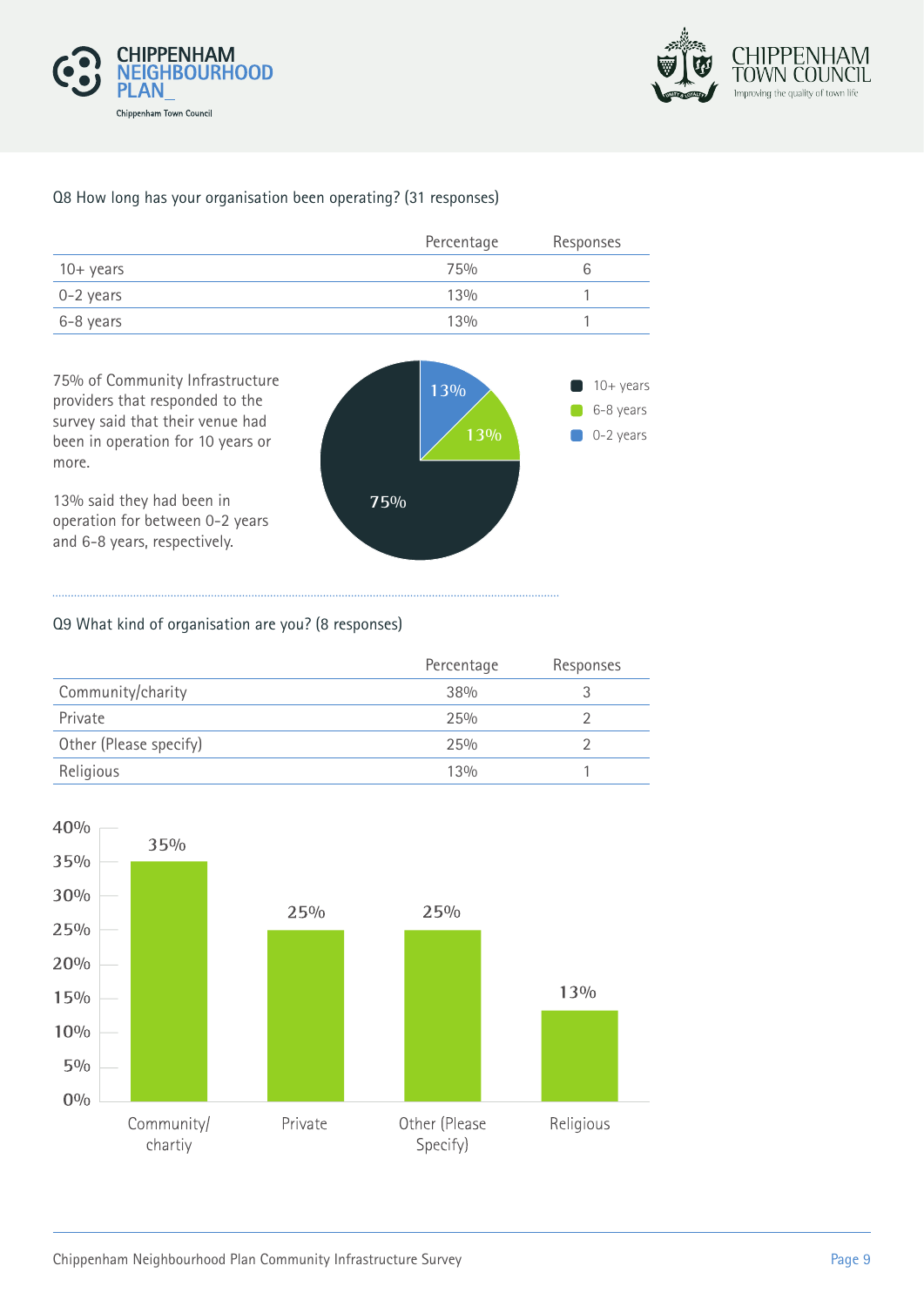Q8 How long has your organisation been operating? (31 responses)

| | Percentage | Responses |
|---|---|---|
| 10+ years | 75% | 6 |
| 0-2 years | 13% | 1 |
| 6-8 years | 13% | 1 |

75% of Community Infrastructure providers that responded to the survey said that their venue had been in operation for 10 years or more.

13% said they had been in operation for between 0-2 years and 6-8 years, respectively.

Q9 What kind of organisation are you? (8 responses)

| | Percentage | Responses |
|---|---|---|
| Community/charity | 38% | 3 |
| Private | 25% | 2 |
| Other (Please specify) | 25% | 2 |
| Religious | 13% | 1 |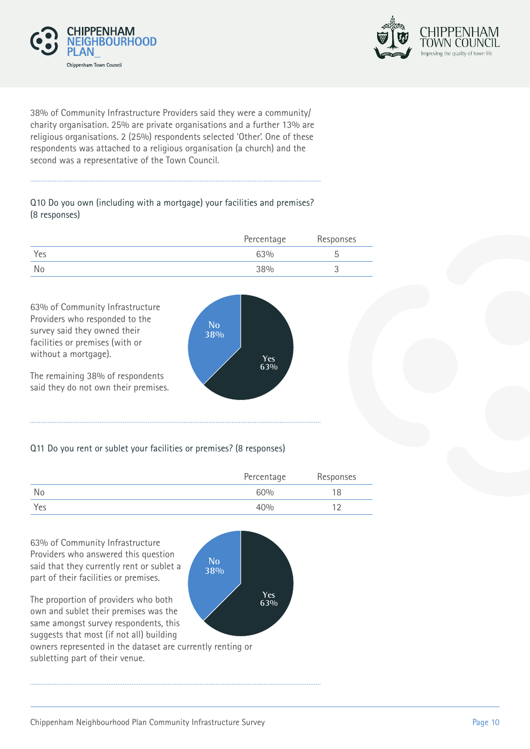38% of Community Infrastructure Providers said they were a community/ charity organisation. 25% are private organisations and a further 13% are religious organisations. 2 (25%) respondents selected 'Other'. One of these respondents was attached to a religious organisation (a church) and the second was a representative of the Town Council.

Q10 Do you own (including with a mortgage) your facilities and premises? (8 responses)

| | Percentage | Responses |
|---|---|---|
| Yes | 63% | 5 |
| No | 38% | 3 |

63% of Community Infrastructure Providers who responded to the survey said they owned their facilities or premises (with or without a mortgage).

The remaining 38% of respondents said they do not own their premises.

Q11 Do you rent or sublet your facilities or premises? (8 responses)

| | Percentage | Responses |
|---|---|---|
| No | 60% | 18 |
| Yes | 40% | 12 |

63% of Community Infrastructure Providers who answered this question said that they currently rent or sublet a part of their facilities or premises.

The proportion of providers who both own and sublet their premises was the same amongst survey respondents, this suggests that most (if not all) building owners represented in the dataset are currently renting or subletting part of their venue.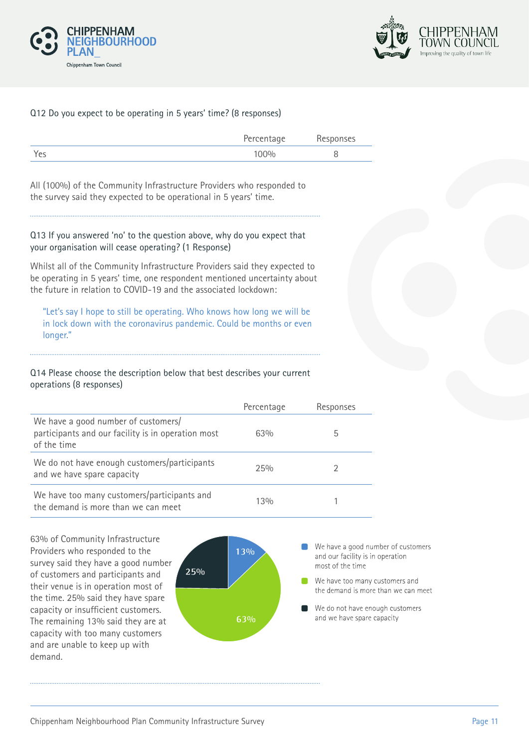Q12 Do you expect to be operating in 5 years' time? (8 responses)

| | Percentage | Responses |
|---|---|---|
| Yes | 100% | 8 |

All (100%) of the Community Infrastructure Providers who responded to the survey said they expected to be operational in 5 years' time.

Q13 If you answered 'no' to the question above, why do you expect that your organisation will cease operating? (1 Response)

Whilst all of the Community Infrastructure Providers said they expected to be operating in 5 years' time, one respondent mentioned uncertainty about the future in relation to COVID-19 and the associated lockdown:

> "Let's say I hope to still be operating. Who knows how long we will be in lock down with the coronavirus pandemic. Could be months or even longer."

Q14 Please choose the description below that best describes your current operations (8 responses)

| | Percentage | Responses |
|---|---|---|
| We have a good number of customers/participants and our facility is in operation most of the time | 63% | 5 |
| We do not have enough customers/participants and we have spare capacity | 25% | 2 |
| We have too many customers/participants and the demand is more than we can meet | 13% | 1 |

63% of Community Infrastructure Providers who responded to the survey said they have a good number of customers and participants and their venue is in operation most of the time. 25% said they have spare capacity or insufficient customers. The remaining 13% said they are at capacity with too many customers and are unable to keep up with demand.

- We have a good number of customers and our facility is in operation most of the time: 13%
- We have too many customers and the demand is more than we can meet: 63%
- We do not have enough customers and we have spare capacity: 25%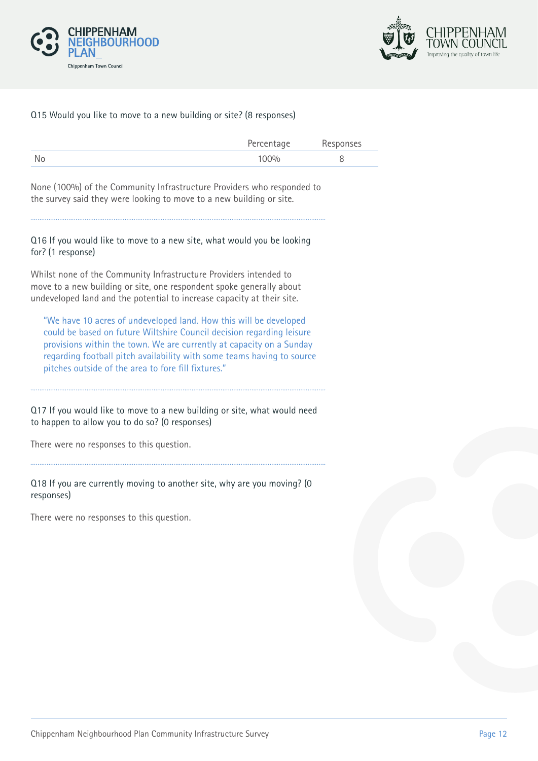Q15 Would you like to move to a new building or site? (8 responses)

| | Percentage | Responses |
|---|---|---|
| No | 100% | 8 |

None (100%) of the Community Infrastructure Providers who responded to the survey said they were looking to move to a new building or site.

Q16 If you would like to move to a new site, what would you be looking for? (1 response)

Whilst none of the Community Infrastructure Providers intended to move to a new building or site, one respondent spoke generally about undeveloped land and the potential to increase capacity at their site.

> "We have 10 acres of undeveloped land. How this will be developed could be based on future Wiltshire Council decision regarding leisure provisions within the town. We are currently at capacity on a Sunday regarding football pitch availability with some teams having to source pitches outside of the area to fore fill fixtures."

Q17 If you would like to move to a new building or site, what would need to happen to allow you to do so? (0 responses)

There were no responses to this question.

Q18 If you are currently moving to another site, why are you moving? (0 responses)

There were no responses to this question.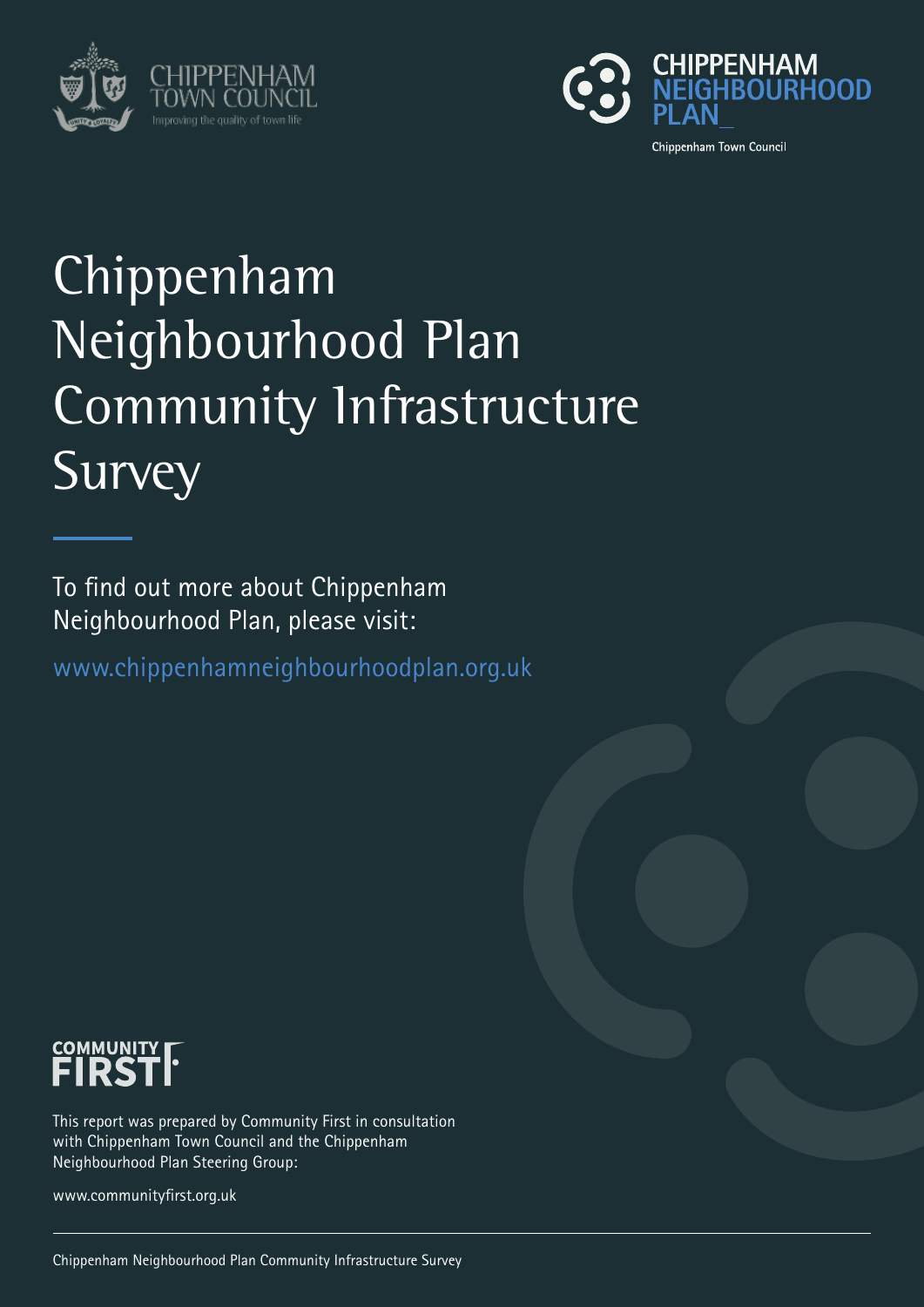CHIPPENHAM TOWN COUNCIL

Improving the quality of town life

CHIPPENHAM NEIGHBOURHOOD PLAN_

Chippenham Town Council

# Chippenham Neighbourhood Plan Community Infrastructure Survey

To find out more about Chippenham Neighbourhood Plan, please visit:

www.chippenhamneighbourhoodplan.org.uk

COMMUNITY FIRST

This report was prepared by Community First in consultation with Chippenham Town Council and the Chippenham Neighbourhood Plan Steering Group:

www.communityfirst.org.uk